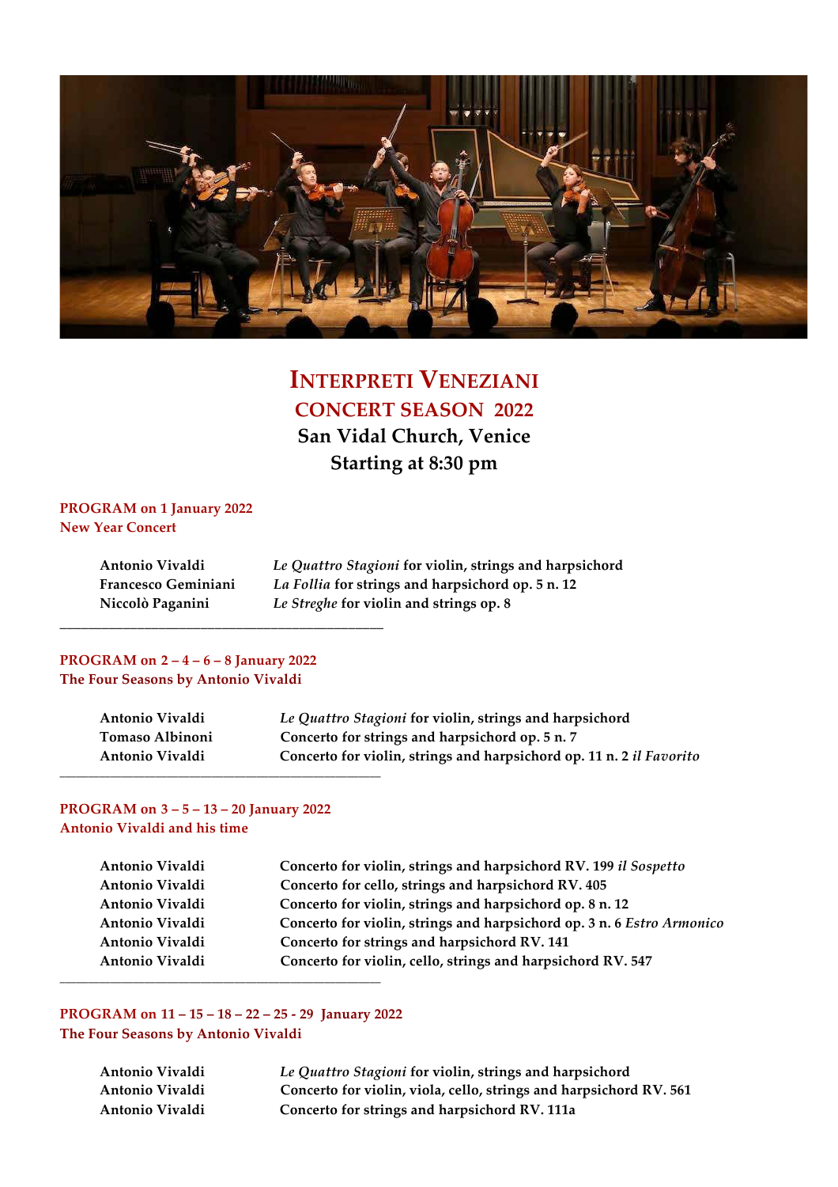# Interpreti Veneziani

## CONCERT SEASON 2022

**San Vidal Church, Venice**

**Starting at 8:30 pm**

### PROGRAM on 1 January 2022
### New Year Concert

| | |
|---|---|
| **Antonio Vivaldi** | ***Le Quattro Stagioni*** **for violin, strings and harpsichord** |
| **Francesco Geminiani** | ***La Follia*** **for strings and harpsichord op. 5 n. 12** |
| **Niccolò Paganini** | ***Le Streghe*** **for violin and strings op. 8** |

---

### PROGRAM on 2 – 4 – 6 – 8 January 2022
### The Four Seasons by Antonio Vivaldi

| | |
|---|---|
| **Antonio Vivaldi** | ***Le Quattro Stagioni*** **for violin, strings and harpsichord** |
| **Tomaso Albinoni** | **Concerto for strings and harpsichord op. 5 n. 7** |
| **Antonio Vivaldi** | **Concerto for violin, strings and harpsichord op. 11 n. 2** ***il Favorito*** |

---

### PROGRAM on 3 – 5 – 13 – 20 January 2022
### Antonio Vivaldi and his time

| | |
|---|---|
| **Antonio Vivaldi** | **Concerto for violin, strings and harpsichord RV. 199** ***il Sospetto*** |
| **Antonio Vivaldi** | **Concerto for cello, strings and harpsichord RV. 405** |
| **Antonio Vivaldi** | **Concerto for violin, strings and harpsichord op. 8 n. 12** |
| **Antonio Vivaldi** | **Concerto for violin, strings and harpsichord op. 3 n. 6** ***Estro Armonico*** |
| **Antonio Vivaldi** | **Concerto for strings and harpsichord RV. 141** |
| **Antonio Vivaldi** | **Concerto for violin, cello, strings and harpsichord RV. 547** |

---

### PROGRAM on 11 – 15 – 18 – 22 – 25 - 29 January 2022
### The Four Seasons by Antonio Vivaldi

| | |
|---|---|
| **Antonio Vivaldi** | ***Le Quattro Stagioni*** **for violin, strings and harpsichord** |
| **Antonio Vivaldi** | **Concerto for violin, viola, cello, strings and harpsichord RV. 561** |
| **Antonio Vivaldi** | **Concerto for strings and harpsichord RV. 111a** |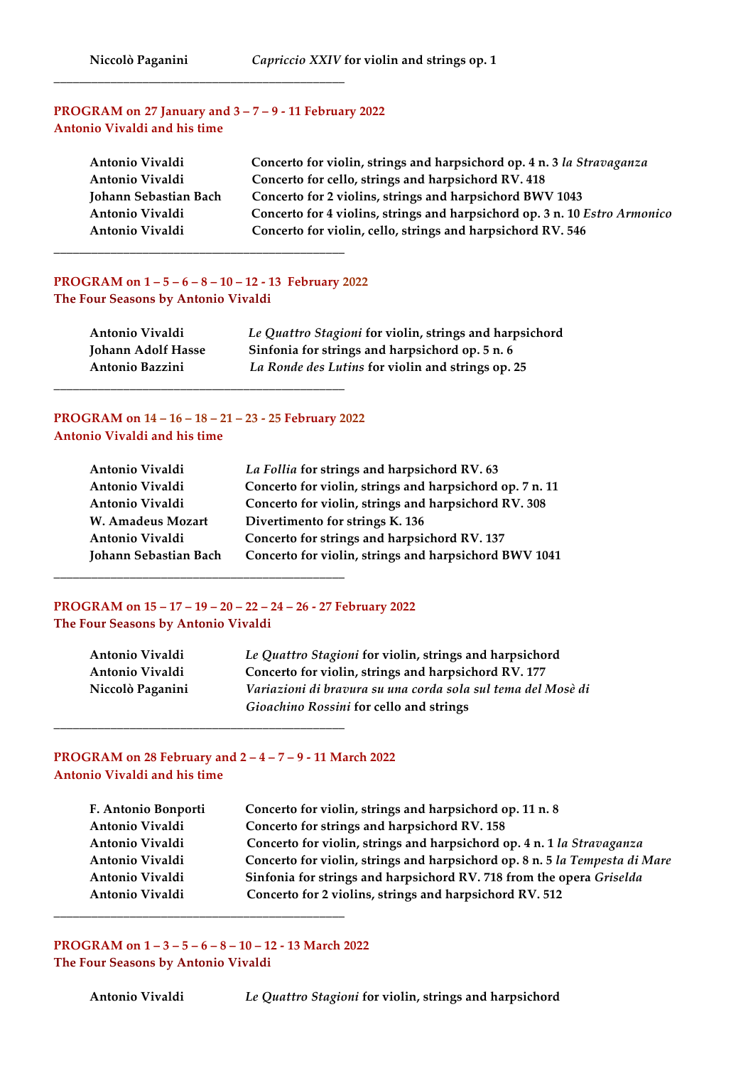**Niccolò Paganini** — ***Capriccio XXIV*** **for violin and strings op. 1**

---

### PROGRAM on 27 January and 3 – 7 – 9 - 11 February 2022
### Antonio Vivaldi and his time

| | |
|---|---|
| **Antonio Vivaldi** | **Concerto for violin, strings and harpsichord op. 4 n. 3** ***la Stravaganza*** |
| **Antonio Vivaldi** | **Concerto for cello, strings and harpsichord RV. 418** |
| **Johann Sebastian Bach** | **Concerto for 2 violins, strings and harpsichord BWV 1043** |
| **Antonio Vivaldi** | **Concerto for 4 violins, strings and harpsichord op. 3 n. 10** ***Estro Armonico*** |
| **Antonio Vivaldi** | **Concerto for violin, cello, strings and harpsichord RV. 546** |

---

### PROGRAM on 1 – 5 – 6 – 8 – 10 – 12 - 13 February 2022
### The Four Seasons by Antonio Vivaldi

| | |
|---|---|
| **Antonio Vivaldi** | ***Le Quattro Stagioni*** **for violin, strings and harpsichord** |
| **Johann Adolf Hasse** | **Sinfonia for strings and harpsichord op. 5 n. 6** |
| **Antonio Bazzini** | ***La Ronde des Lutins*** **for violin and strings op. 25** |

---

### PROGRAM on 14 – 16 – 18 – 21 – 23 - 25 February 2022
### Antonio Vivaldi and his time

| | |
|---|---|
| **Antonio Vivaldi** | ***La Follia*** **for strings and harpsichord RV. 63** |
| **Antonio Vivaldi** | **Concerto for violin, strings and harpsichord op. 7 n. 11** |
| **Antonio Vivaldi** | **Concerto for violin, strings and harpsichord RV. 308** |
| **W. Amadeus Mozart** | **Divertimento for strings K. 136** |
| **Antonio Vivaldi** | **Concerto for strings and harpsichord RV. 137** |
| **Johann Sebastian Bach** | **Concerto for violin, strings and harpsichord BWV 1041** |

---

### PROGRAM on 15 – 17 – 19 – 20 – 22 – 24 – 26 - 27 February 2022
### The Four Seasons by Antonio Vivaldi

| | |
|---|---|
| **Antonio Vivaldi** | ***Le Quattro Stagioni*** **for violin, strings and harpsichord** |
| **Antonio Vivaldi** | **Concerto for violin, strings and harpsichord RV. 177** |
| **Niccolò Paganini** | ***Variazioni di bravura su una corda sola sul tema del Mosè di Gioachino Rossini*** **for cello and strings** |

---

### PROGRAM on 28 February and 2 – 4 – 7 – 9 - 11 March 2022
### Antonio Vivaldi and his time

| | |
|---|---|
| **F. Antonio Bonporti** | **Concerto for violin, strings and harpsichord op. 11 n. 8** |
| **Antonio Vivaldi** | **Concerto for strings and harpsichord RV. 158** |
| **Antonio Vivaldi** | **Concerto for violin, strings and harpsichord op. 4 n. 1** ***la Stravaganza*** |
| **Antonio Vivaldi** | **Concerto for violin, strings and harpsichord op. 8 n. 5** ***la Tempesta di Mare*** |
| **Antonio Vivaldi** | **Sinfonia for strings and harpsichord RV. 718 from the opera** ***Griselda*** |
| **Antonio Vivaldi** | **Concerto for 2 violins, strings and harpsichord RV. 512** |

---

### PROGRAM on 1 – 3 – 5 – 6 – 8 – 10 – 12 - 13 March 2022
### The Four Seasons by Antonio Vivaldi

| | |
|---|---|
| **Antonio Vivaldi** | ***Le Quattro Stagioni*** **for violin, strings and harpsichord** |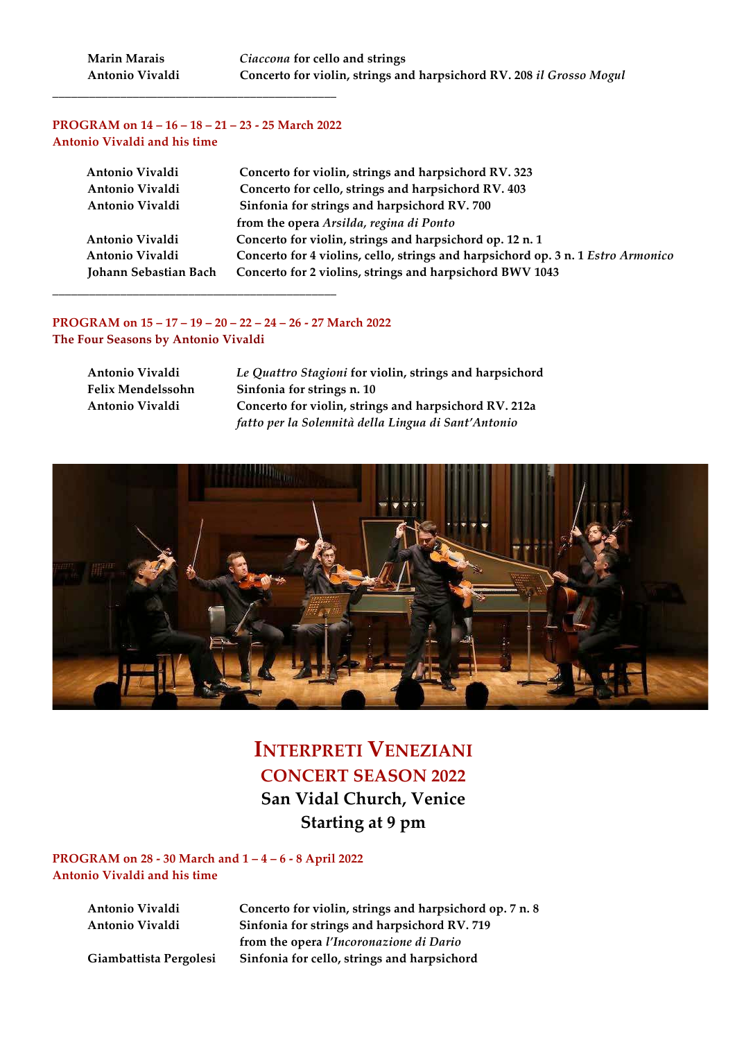| | |
|---|---|
| **Marin Marais** | ***Ciaccona* for cello and strings** |
| **Antonio Vivaldi** | **Concerto for violin, strings and harpsichord RV. 208 *il Grosso Mogul*** |

---

**PROGRAM on 14 – 16 – 18 – 21 – 23 - 25 March 2022**
**Antonio Vivaldi and his time**

| | |
|---|---|
| **Antonio Vivaldi** | **Concerto for violin, strings and harpsichord RV. 323** |
| **Antonio Vivaldi** | **Concerto for cello, strings and harpsichord RV. 403** |
| **Antonio Vivaldi** | **Sinfonia for strings and harpsichord RV. 700 from the opera *Arsilda, regina di Ponto*** |
| **Antonio Vivaldi** | **Concerto for violin, strings and harpsichord op. 12 n. 1** |
| **Antonio Vivaldi** | **Concerto for 4 violins, cello, strings and harpsichord op. 3 n. 1 *Estro Armonico*** |
| **Johann Sebastian Bach** | **Concerto for 2 violins, strings and harpsichord BWV 1043** |

---

**PROGRAM on 15 – 17 – 19 – 20 – 22 – 24 – 26 - 27 March 2022**
**The Four Seasons by Antonio Vivaldi**

| | |
|---|---|
| **Antonio Vivaldi** | ***Le Quattro Stagioni* for violin, strings and harpsichord** |
| **Felix Mendelssohn** | **Sinfonia for strings n. 10** |
| **Antonio Vivaldi** | **Concerto for violin, strings and harpsichord RV. 212a *fatto per la Solennità della Lingua di Sant'Antonio*** |

# INTERPRETI VENEZIANI
## CONCERT SEASON 2022
### San Vidal Church, Venice
### Starting at 9 pm

**PROGRAM on 28 - 30 March and 1 – 4 – 6 - 8 April 2022**
**Antonio Vivaldi and his time**

| | |
|---|---|
| **Antonio Vivaldi** | **Concerto for violin, strings and harpsichord op. 7 n. 8** |
| **Antonio Vivaldi** | **Sinfonia for strings and harpsichord RV. 719 from the opera *l'Incoronazione di Dario*** |
| **Giambattista Pergolesi** | **Sinfonia for cello, strings and harpsichord** |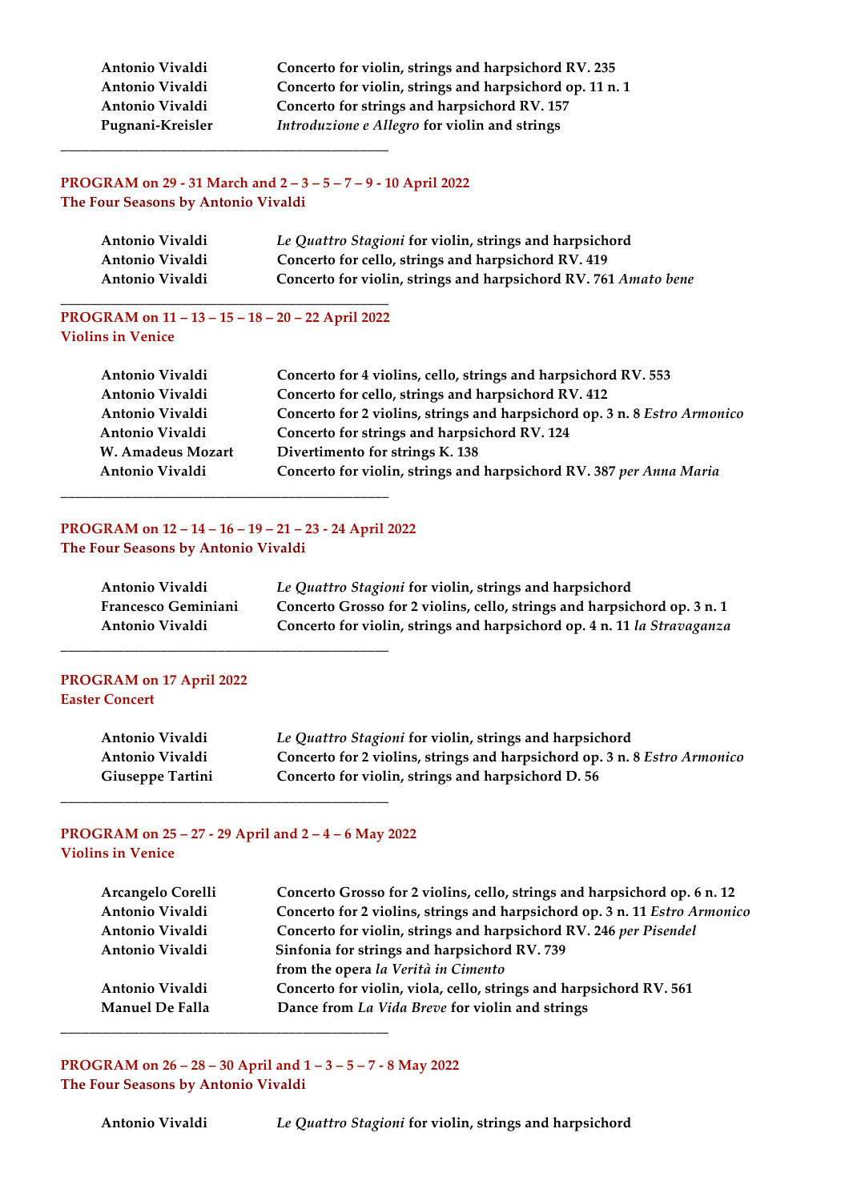| | |
|---|---|
| **Antonio Vivaldi** | **Concerto for violin, strings and harpsichord RV. 235** |
| **Antonio Vivaldi** | **Concerto for violin, strings and harpsichord op. 11 n. 1** |
| **Antonio Vivaldi** | **Concerto for strings and harpsichord RV. 157** |
| **Pugnani-Kreisler** | ***Introduzione e Allegro* for violin and strings** |

---

**PROGRAM on 29 - 31 March and 2 – 3 – 5 – 7 – 9 - 10 April 2022**
**The Four Seasons by Antonio Vivaldi**

| | |
|---|---|
| **Antonio Vivaldi** | ***Le Quattro Stagioni* for violin, strings and harpsichord** |
| **Antonio Vivaldi** | **Concerto for cello, strings and harpsichord RV. 419** |
| **Antonio Vivaldi** | **Concerto for violin, strings and harpsichord RV. 761 *Amato bene*** |

---

**PROGRAM on 11 – 13 – 15 – 18 – 20 – 22 April 2022**
**Violins in Venice**

| | |
|---|---|
| **Antonio Vivaldi** | **Concerto for 4 violins, cello, strings and harpsichord RV. 553** |
| **Antonio Vivaldi** | **Concerto for cello, strings and harpsichord RV. 412** |
| **Antonio Vivaldi** | **Concerto for 2 violins, strings and harpsichord op. 3 n. 8 *Estro Armonico*** |
| **Antonio Vivaldi** | **Concerto for strings and harpsichord RV. 124** |
| **W. Amadeus Mozart** | **Divertimento for strings K. 138** |
| **Antonio Vivaldi** | **Concerto for violin, strings and harpsichord RV. 387 *per Anna Maria*** |

---

**PROGRAM on 12 – 14 – 16 – 19 – 21 – 23 - 24 April 2022**
**The Four Seasons by Antonio Vivaldi**

| | |
|---|---|
| **Antonio Vivaldi** | ***Le Quattro Stagioni* for violin, strings and harpsichord** |
| **Francesco Geminiani** | **Concerto Grosso for 2 violins, cello, strings and harpsichord op. 3 n. 1** |
| **Antonio Vivaldi** | **Concerto for violin, strings and harpsichord op. 4 n. 11 *la Stravaganza*** |

---

**PROGRAM on 17 April 2022**
**Easter Concert**

| | |
|---|---|
| **Antonio Vivaldi** | ***Le Quattro Stagioni* for violin, strings and harpsichord** |
| **Antonio Vivaldi** | **Concerto for 2 violins, strings and harpsichord op. 3 n. 8 *Estro Armonico*** |
| **Giuseppe Tartini** | **Concerto for violin, strings and harpsichord D. 56** |

---

**PROGRAM on 25 – 27 - 29 April and 2 – 4 – 6 May 2022**
**Violins in Venice**

| | |
|---|---|
| **Arcangelo Corelli** | **Concerto Grosso for 2 violins, cello, strings and harpsichord op. 6 n. 12** |
| **Antonio Vivaldi** | **Concerto for 2 violins, strings and harpsichord op. 3 n. 11 *Estro Armonico*** |
| **Antonio Vivaldi** | **Concerto for violin, strings and harpsichord RV. 246 *per Pisendel*** |
| **Antonio Vivaldi** | **Sinfonia for strings and harpsichord RV. 739 from the opera *la Verità in Cimento*** |
| **Antonio Vivaldi** | **Concerto for violin, viola, cello, strings and harpsichord RV. 561** |
| **Manuel De Falla** | **Dance from *La Vida Breve* for violin and strings** |

---

**PROGRAM on 26 – 28 – 30 April and 1 – 3 – 5 – 7 - 8 May 2022**
**The Four Seasons by Antonio Vivaldi**

| | |
|---|---|
| **Antonio Vivaldi** | ***Le Quattro Stagioni* for violin, strings and harpsichord** |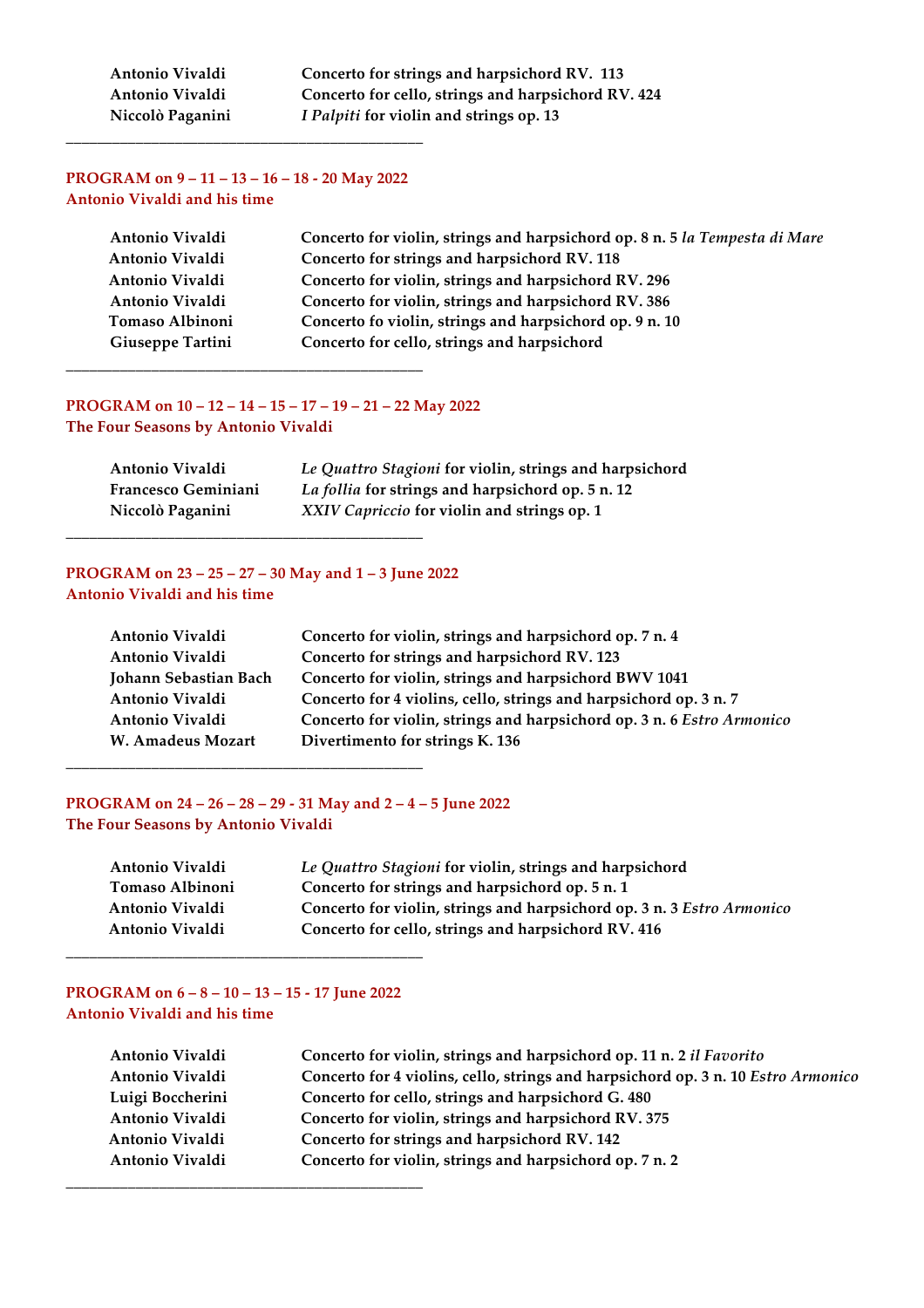| | |
|---|---|
| **Antonio Vivaldi** | **Concerto for strings and harpsichord RV. 113** |
| **Antonio Vivaldi** | **Concerto for cello, strings and harpsichord RV. 424** |
| **Niccolò Paganini** | ***I Palpiti* for violin and strings op. 13** |

______________________________________________

**PROGRAM on 9 – 11 – 13 – 16 – 18 - 20 May 2022**
**Antonio Vivaldi and his time**

| | |
|---|---|
| **Antonio Vivaldi** | **Concerto for violin, strings and harpsichord op. 8 n. 5 *la Tempesta di Mare*** |
| **Antonio Vivaldi** | **Concerto for strings and harpsichord RV. 118** |
| **Antonio Vivaldi** | **Concerto for violin, strings and harpsichord RV. 296** |
| **Antonio Vivaldi** | **Concerto for violin, strings and harpsichord RV. 386** |
| **Tomaso Albinoni** | **Concerto fo violin, strings and harpsichord op. 9 n. 10** |
| **Giuseppe Tartini** | **Concerto for cello, strings and harpsichord** |

______________________________________________

**PROGRAM on 10 – 12 – 14 – 15 – 17 – 19 – 21 – 22 May 2022**
**The Four Seasons by Antonio Vivaldi**

| | |
|---|---|
| **Antonio Vivaldi** | ***Le Quattro Stagioni* for violin, strings and harpsichord** |
| **Francesco Geminiani** | ***La follia* for strings and harpsichord op. 5 n. 12** |
| **Niccolò Paganini** | ***XXIV Capriccio* for violin and strings op. 1** |

______________________________________________

**PROGRAM on 23 – 25 – 27 – 30 May and 1 – 3 June 2022**
**Antonio Vivaldi and his time**

| | |
|---|---|
| **Antonio Vivaldi** | **Concerto for violin, strings and harpsichord op. 7 n. 4** |
| **Antonio Vivaldi** | **Concerto for strings and harpsichord RV. 123** |
| **Johann Sebastian Bach** | **Concerto for violin, strings and harpsichord BWV 1041** |
| **Antonio Vivaldi** | **Concerto for 4 violins, cello, strings and harpsichord op. 3 n. 7** |
| **Antonio Vivaldi** | **Concerto for violin, strings and harpsichord op. 3 n. 6 *Estro Armonico*** |
| **W. Amadeus Mozart** | **Divertimento for strings K. 136** |

______________________________________________

**PROGRAM on 24 – 26 – 28 – 29 - 31 May and 2 – 4 – 5 June 2022**
**The Four Seasons by Antonio Vivaldi**

| | |
|---|---|
| **Antonio Vivaldi** | ***Le Quattro Stagioni* for violin, strings and harpsichord** |
| **Tomaso Albinoni** | **Concerto for strings and harpsichord op. 5 n. 1** |
| **Antonio Vivaldi** | **Concerto for violin, strings and harpsichord op. 3 n. 3 *Estro Armonico*** |
| **Antonio Vivaldi** | **Concerto for cello, strings and harpsichord RV. 416** |

______________________________________________

**PROGRAM on 6 – 8 – 10 – 13 – 15 - 17 June 2022**
**Antonio Vivaldi and his time**

| | |
|---|---|
| **Antonio Vivaldi** | **Concerto for violin, strings and harpsichord op. 11 n. 2 *il Favorito*** |
| **Antonio Vivaldi** | **Concerto for 4 violins, cello, strings and harpsichord op. 3 n. 10 *Estro Armonico*** |
| **Luigi Boccherini** | **Concerto for cello, strings and harpsichord G. 480** |
| **Antonio Vivaldi** | **Concerto for violin, strings and harpsichord RV. 375** |
| **Antonio Vivaldi** | **Concerto for strings and harpsichord RV. 142** |
| **Antonio Vivaldi** | **Concerto for violin, strings and harpsichord op. 7 n. 2** |

______________________________________________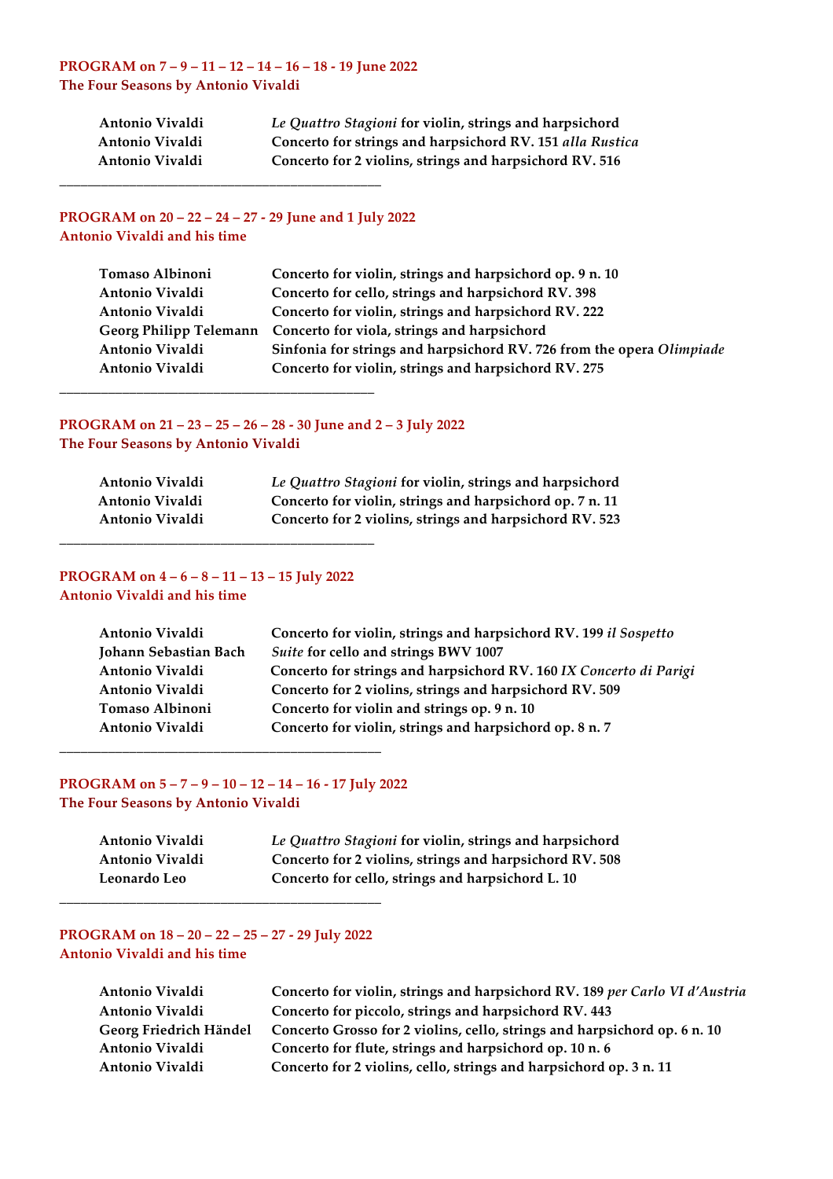**PROGRAM on 7 – 9 – 11 – 12 – 14 – 16 – 18 - 19 June 2022**
**The Four Seasons by Antonio Vivaldi**

| | |
|---|---|
| Antonio Vivaldi | *Le Quattro Stagioni* for violin, strings and harpsichord |
| Antonio Vivaldi | Concerto for strings and harpsichord RV. 151 *alla Rustica* |
| Antonio Vivaldi | Concerto for 2 violins, strings and harpsichord RV. 516 |

---

**PROGRAM on 20 – 22 – 24 – 27 - 29 June and 1 July 2022**
**Antonio Vivaldi and his time**

| | |
|---|---|
| Tomaso Albinoni | Concerto for violin, strings and harpsichord op. 9 n. 10 |
| Antonio Vivaldi | Concerto for cello, strings and harpsichord RV. 398 |
| Antonio Vivaldi | Concerto for violin, strings and harpsichord RV. 222 |
| Georg Philipp Telemann | Concerto for viola, strings and harpsichord |
| Antonio Vivaldi | Sinfonia for strings and harpsichord RV. 726 from the opera *Olimpiade* |
| Antonio Vivaldi | Concerto for violin, strings and harpsichord RV. 275 |

---

**PROGRAM on 21 – 23 – 25 – 26 – 28 - 30 June and 2 – 3 July 2022**
**The Four Seasons by Antonio Vivaldi**

| | |
|---|---|
| Antonio Vivaldi | *Le Quattro Stagioni* for violin, strings and harpsichord |
| Antonio Vivaldi | Concerto for violin, strings and harpsichord op. 7 n. 11 |
| Antonio Vivaldi | Concerto for 2 violins, strings and harpsichord RV. 523 |

---

**PROGRAM on 4 – 6 – 8 – 11 – 13 – 15 July 2022**
**Antonio Vivaldi and his time**

| | |
|---|---|
| Antonio Vivaldi | Concerto for violin, strings and harpsichord RV. 199 *il Sospetto* |
| Johann Sebastian Bach | *Suite* for cello and strings BWV 1007 |
| Antonio Vivaldi | Concerto for strings and harpsichord RV. 160 *IX Concerto di Parigi* |
| Antonio Vivaldi | Concerto for 2 violins, strings and harpsichord RV. 509 |
| Tomaso Albinoni | Concerto for violin and strings op. 9 n. 10 |
| Antonio Vivaldi | Concerto for violin, strings and harpsichord op. 8 n. 7 |

---

**PROGRAM on 5 – 7 – 9 – 10 – 12 – 14 – 16 - 17 July 2022**
**The Four Seasons by Antonio Vivaldi**

| | |
|---|---|
| Antonio Vivaldi | *Le Quattro Stagioni* for violin, strings and harpsichord |
| Antonio Vivaldi | Concerto for 2 violins, strings and harpsichord RV. 508 |
| Leonardo Leo | Concerto for cello, strings and harpsichord L. 10 |

---

**PROGRAM on 18 – 20 – 22 – 25 – 27 - 29 July 2022**
**Antonio Vivaldi and his time**

| | |
|---|---|
| Antonio Vivaldi | Concerto for violin, strings and harpsichord RV. 189 *per Carlo VI d'Austria* |
| Antonio Vivaldi | Concerto for piccolo, strings and harpsichord RV. 443 |
| Georg Friedrich Händel | Concerto Grosso for 2 violins, cello, strings and harpsichord op. 6 n. 10 |
| Antonio Vivaldi | Concerto for flute, strings and harpsichord op. 10 n. 6 |
| Antonio Vivaldi | Concerto for 2 violins, cello, strings and harpsichord op. 3 n. 11 |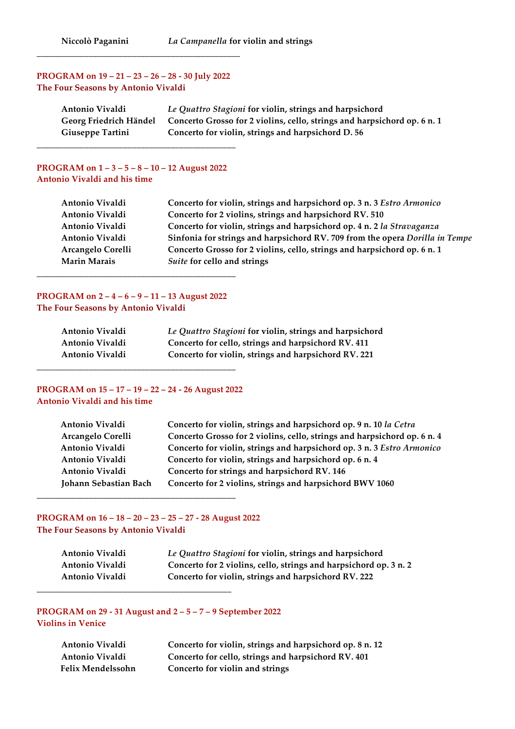| | |
|---|---|
| **Niccolò Paganini** | ***La Campanella*** **for violin and strings** |

---

**PROGRAM on 19 – 21 – 23 – 26 – 28 - 30 July 2022**
**The Four Seasons by Antonio Vivaldi**

| | |
|---|---|
| **Antonio Vivaldi** | ***Le Quattro Stagioni*** **for violin, strings and harpsichord** |
| **Georg Friedrich Händel** | **Concerto Grosso for 2 violins, cello, strings and harpsichord op. 6 n. 1** |
| **Giuseppe Tartini** | **Concerto for violin, strings and harpsichord D. 56** |

---

**PROGRAM on 1 – 3 – 5 – 8 – 10 – 12 August 2022**
**Antonio Vivaldi and his time**

| | |
|---|---|
| **Antonio Vivaldi** | **Concerto for violin, strings and harpsichord op. 3 n. 3** ***Estro Armonico*** |
| **Antonio Vivaldi** | **Concerto for 2 violins, strings and harpsichord RV. 510** |
| **Antonio Vivaldi** | **Concerto for violin, strings and harpsichord op. 4 n. 2** ***la Stravaganza*** |
| **Antonio Vivaldi** | **Sinfonia for strings and harpsichord RV. 709 from the opera** ***Dorilla in Tempe*** |
| **Arcangelo Corelli** | **Concerto Grosso for 2 violins, cello, strings and harpsichord op. 6 n. 1** |
| **Marin Marais** | ***Suite*** **for cello and strings** |

---

**PROGRAM on 2 – 4 – 6 – 9 – 11 – 13 August 2022**
**The Four Seasons by Antonio Vivaldi**

| | |
|---|---|
| **Antonio Vivaldi** | ***Le Quattro Stagioni*** **for violin, strings and harpsichord** |
| **Antonio Vivaldi** | **Concerto for cello, strings and harpsichord RV. 411** |
| **Antonio Vivaldi** | **Concerto for violin, strings and harpsichord RV. 221** |

---

**PROGRAM on 15 – 17 – 19 – 22 – 24 - 26 August 2022**
**Antonio Vivaldi and his time**

| | |
|---|---|
| **Antonio Vivaldi** | **Concerto for violin, strings and harpsichord op. 9 n. 10** ***la Cetra*** |
| **Arcangelo Corelli** | **Concerto Grosso for 2 violins, cello, strings and harpsichord op. 6 n. 4** |
| **Antonio Vivaldi** | **Concerto for violin, strings and harpsichord op. 3 n. 3** ***Estro Armonico*** |
| **Antonio Vivaldi** | **Concerto for violin, strings and harpsichord op. 6 n. 4** |
| **Antonio Vivaldi** | **Concerto for strings and harpsichord RV. 146** |
| **Johann Sebastian Bach** | **Concerto for 2 violins, strings and harpsichord BWV 1060** |

---

**PROGRAM on 16 – 18 – 20 – 23 – 25 – 27 - 28 August 2022**
**The Four Seasons by Antonio Vivaldi**

| | |
|---|---|
| **Antonio Vivaldi** | ***Le Quattro Stagioni*** **for violin, strings and harpsichord** |
| **Antonio Vivaldi** | **Concerto for 2 violins, cello, strings and harpsichord op. 3 n. 2** |
| **Antonio Vivaldi** | **Concerto for violin, strings and harpsichord RV. 222** |

---

**PROGRAM on 29 - 31 August and 2 – 5 – 7 – 9 September 2022**
**Violins in Venice**

| | |
|---|---|
| **Antonio Vivaldi** | **Concerto for violin, strings and harpsichord op. 8 n. 12** |
| **Antonio Vivaldi** | **Concerto for cello, strings and harpsichord RV. 401** |
| **Felix Mendelssohn** | **Concerto for violin and strings** |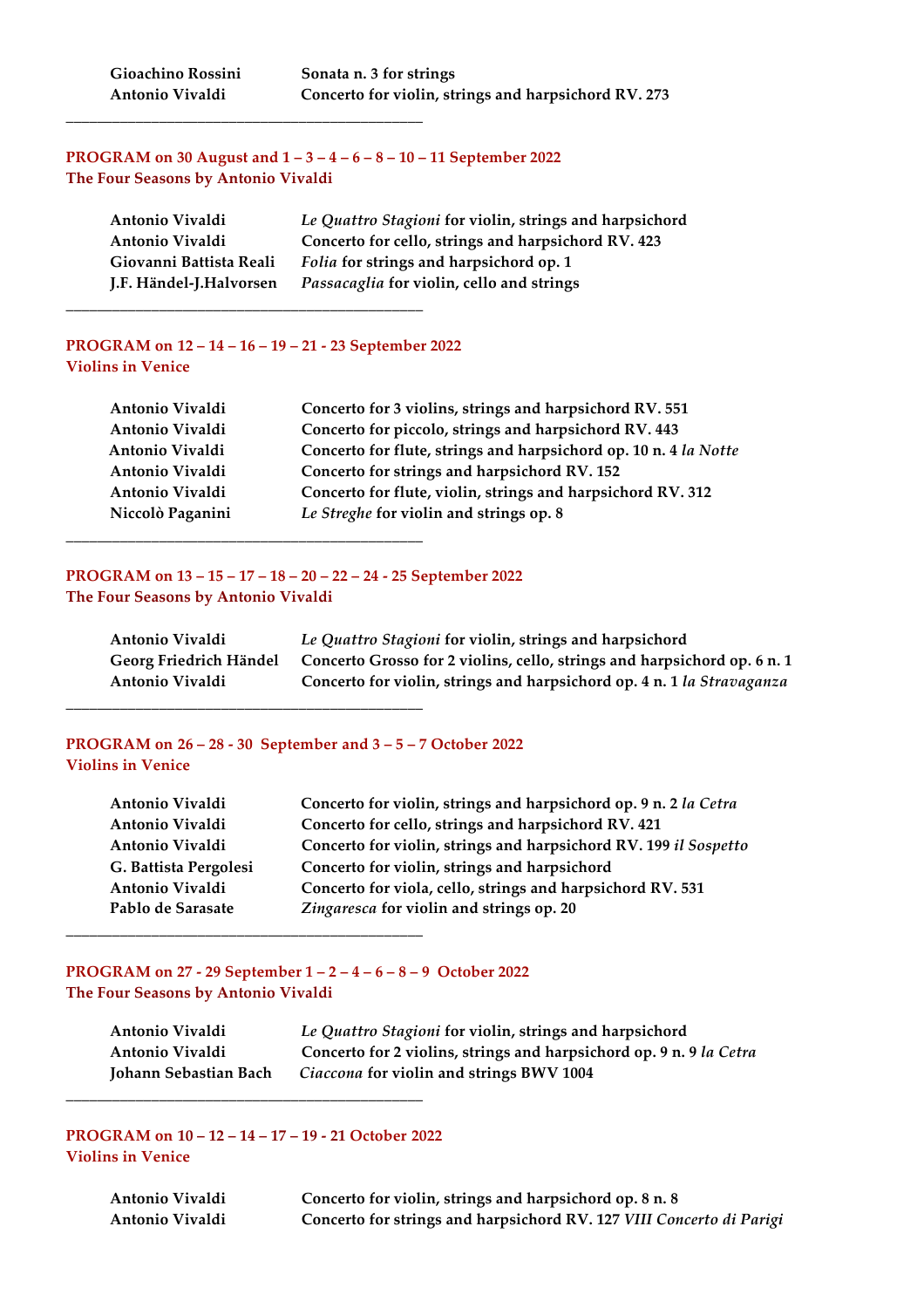| | |
|---|---|
| **Gioachino Rossini** | **Sonata n. 3 for strings** |
| **Antonio Vivaldi** | **Concerto for violin, strings and harpsichord RV. 273** |

---

**PROGRAM on 30 August and 1 – 3 – 4 – 6 – 8 – 10 – 11 September 2022**
**The Four Seasons by Antonio Vivaldi**

| | |
|---|---|
| **Antonio Vivaldi** | ***Le Quattro Stagioni* for violin, strings and harpsichord** |
| **Antonio Vivaldi** | **Concerto for cello, strings and harpsichord RV. 423** |
| **Giovanni Battista Reali** | ***Folia* for strings and harpsichord op. 1** |
| **J.F. Händel-J.Halvorsen** | ***Passacaglia* for violin, cello and strings** |

---

**PROGRAM on 12 – 14 – 16 – 19 – 21 - 23 September 2022**
**Violins in Venice**

| | |
|---|---|
| **Antonio Vivaldi** | **Concerto for 3 violins, strings and harpsichord RV. 551** |
| **Antonio Vivaldi** | **Concerto for piccolo, strings and harpsichord RV. 443** |
| **Antonio Vivaldi** | **Concerto for flute, strings and harpsichord op. 10 n. 4 *la Notte*** |
| **Antonio Vivaldi** | **Concerto for strings and harpsichord RV. 152** |
| **Antonio Vivaldi** | **Concerto for flute, violin, strings and harpsichord RV. 312** |
| **Niccolò Paganini** | ***Le Streghe* for violin and strings op. 8** |

---

**PROGRAM on 13 – 15 – 17 – 18 – 20 – 22 – 24 - 25 September 2022**
**The Four Seasons by Antonio Vivaldi**

| | |
|---|---|
| **Antonio Vivaldi** | ***Le Quattro Stagioni* for violin, strings and harpsichord** |
| **Georg Friedrich Händel** | **Concerto Grosso for 2 violins, cello, strings and harpsichord op. 6 n. 1** |
| **Antonio Vivaldi** | **Concerto for violin, strings and harpsichord op. 4 n. 1 *la Stravaganza*** |

---

**PROGRAM on 26 – 28 - 30 September and 3 – 5 – 7 October 2022**
**Violins in Venice**

| | |
|---|---|
| **Antonio Vivaldi** | **Concerto for violin, strings and harpsichord op. 9 n. 2 *la Cetra*** |
| **Antonio Vivaldi** | **Concerto for cello, strings and harpsichord RV. 421** |
| **Antonio Vivaldi** | **Concerto for violin, strings and harpsichord RV. 199 *il Sospetto*** |
| **G. Battista Pergolesi** | **Concerto for violin, strings and harpsichord** |
| **Antonio Vivaldi** | **Concerto for viola, cello, strings and harpsichord RV. 531** |
| **Pablo de Sarasate** | ***Zingaresca* for violin and strings op. 20** |

---

**PROGRAM on 27 - 29 September 1 – 2 – 4 – 6 – 8 – 9 October 2022**
**The Four Seasons by Antonio Vivaldi**

| | |
|---|---|
| **Antonio Vivaldi** | ***Le Quattro Stagioni* for violin, strings and harpsichord** |
| **Antonio Vivaldi** | **Concerto for 2 violins, strings and harpsichord op. 9 n. 9 *la Cetra*** |
| **Johann Sebastian Bach** | ***Ciaccona* for violin and strings BWV 1004** |

---

**PROGRAM on 10 – 12 – 14 – 17 – 19 - 21 October 2022**
**Violins in Venice**

| | |
|---|---|
| **Antonio Vivaldi** | **Concerto for violin, strings and harpsichord op. 8 n. 8** |
| **Antonio Vivaldi** | **Concerto for strings and harpsichord RV. 127 *VIII Concerto di Parigi*** |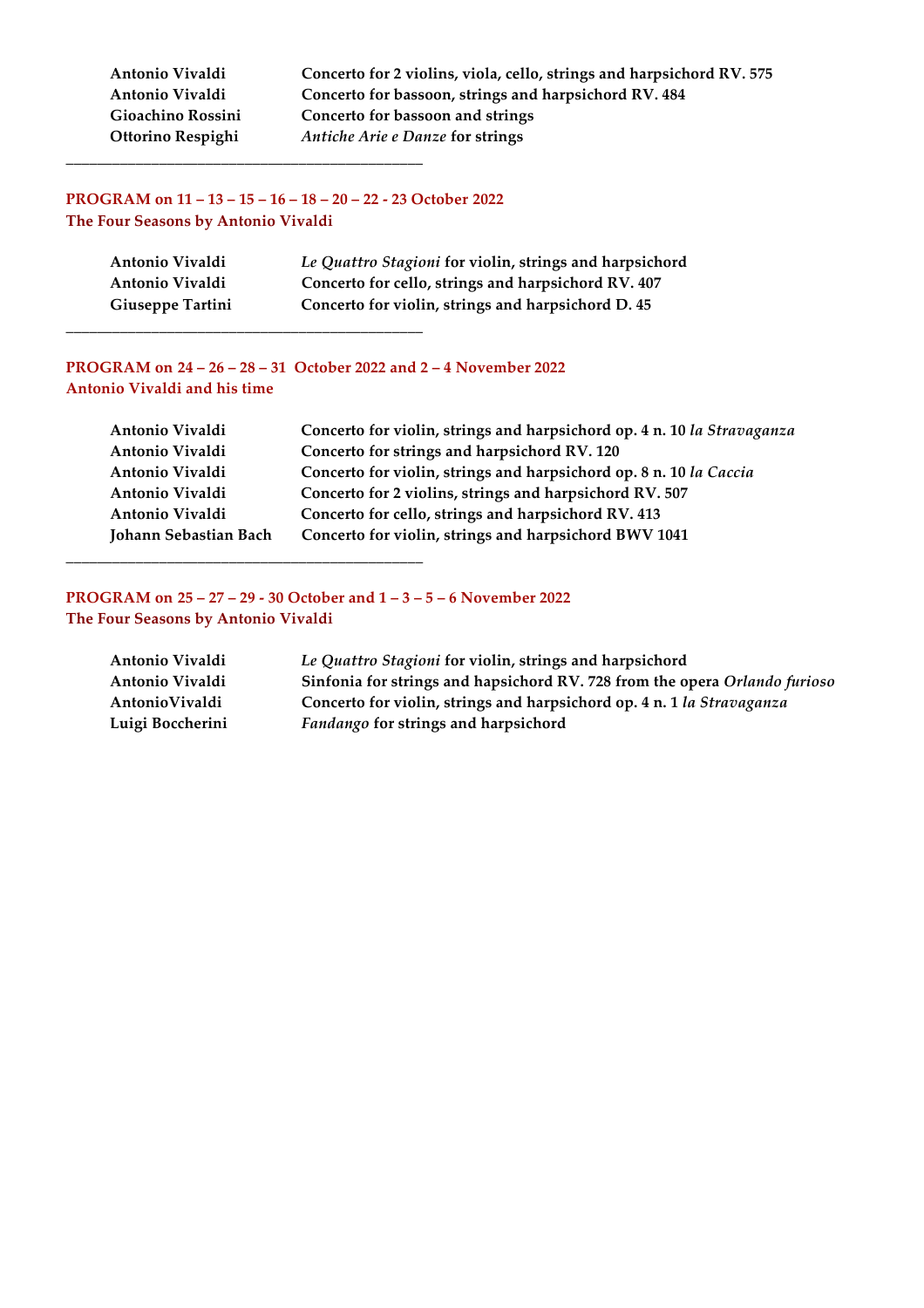| | |
|---|---|
| **Antonio Vivaldi** | **Concerto for 2 violins, viola, cello, strings and harpsichord RV. 575** |
| **Antonio Vivaldi** | **Concerto for bassoon, strings and harpsichord RV. 484** |
| **Gioachino Rossini** | **Concerto for bassoon and strings** |
| **Ottorino Respighi** | ***Antiche Arie e Danze* for strings** |

______________________________________________

**PROGRAM on 11 – 13 – 15 – 16 – 18 – 20 – 22 - 23 October 2022**
**The Four Seasons by Antonio Vivaldi**

| | |
|---|---|
| **Antonio Vivaldi** | ***Le Quattro Stagioni* for violin, strings and harpsichord** |
| **Antonio Vivaldi** | **Concerto for cello, strings and harpsichord RV. 407** |
| **Giuseppe Tartini** | **Concerto for violin, strings and harpsichord D. 45** |

______________________________________________

**PROGRAM on 24 – 26 – 28 – 31 October 2022 and 2 – 4 November 2022**
**Antonio Vivaldi and his time**

| | |
|---|---|
| **Antonio Vivaldi** | **Concerto for violin, strings and harpsichord op. 4 n. 10 *la Stravaganza*** |
| **Antonio Vivaldi** | **Concerto for strings and harpsichord RV. 120** |
| **Antonio Vivaldi** | **Concerto for violin, strings and harpsichord op. 8 n. 10 *la Caccia*** |
| **Antonio Vivaldi** | **Concerto for 2 violins, strings and harpsichord RV. 507** |
| **Antonio Vivaldi** | **Concerto for cello, strings and harpsichord RV. 413** |
| **Johann Sebastian Bach** | **Concerto for violin, strings and harpsichord BWV 1041** |

______________________________________________

**PROGRAM on 25 – 27 – 29 - 30 October and 1 – 3 – 5 – 6 November 2022**
**The Four Seasons by Antonio Vivaldi**

| | |
|---|---|
| **Antonio Vivaldi** | ***Le Quattro Stagioni* for violin, strings and harpsichord** |
| **Antonio Vivaldi** | **Sinfonia for strings and hapsichord RV. 728 from the opera *Orlando furioso*** |
| **AntonioVivaldi** | **Concerto for violin, strings and harpsichord op. 4 n. 1 *la Stravaganza*** |
| **Luigi Boccherini** | ***Fandango* for strings and harpsichord** |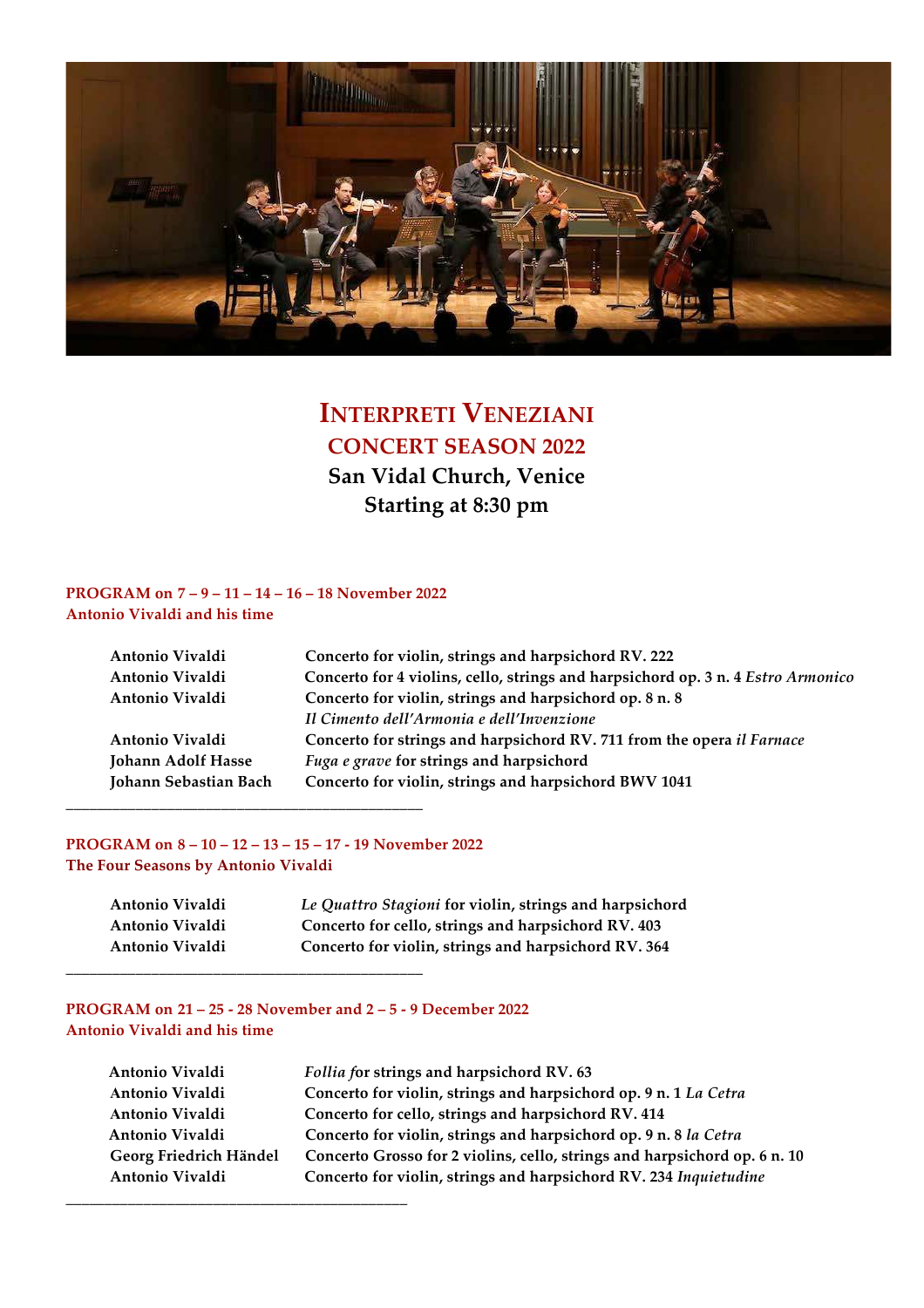# Interpreti Veneziani

## CONCERT SEASON 2022

**San Vidal Church, Venice**

**Starting at 8:30 pm**

### PROGRAM on 7 – 9 – 11 – 14 – 16 – 18 November 2022
**Antonio Vivaldi and his time**

| | |
|---|---|
| Antonio Vivaldi | Concerto for violin, strings and harpsichord RV. 222 |
| Antonio Vivaldi | Concerto for 4 violins, cello, strings and harpsichord op. 3 n. 4 *Estro Armonico* |
| Antonio Vivaldi | Concerto for violin, strings and harpsichord op. 8 n. 8 *Il Cimento dell'Armonia e dell'Invenzione* |
| Antonio Vivaldi | Concerto for strings and harpsichord RV. 711 from the opera *il Farnace* |
| Johann Adolf Hasse | *Fuga e grave* for strings and harpsichord |
| Johann Sebastian Bach | Concerto for violin, strings and harpsichord BWV 1041 |

---

### PROGRAM on 8 – 10 – 12 – 13 – 15 – 17 - 19 November 2022
**The Four Seasons by Antonio Vivaldi**

| | |
|---|---|
| Antonio Vivaldi | *Le Quattro Stagioni* for violin, strings and harpsichord |
| Antonio Vivaldi | Concerto for cello, strings and harpsichord RV. 403 |
| Antonio Vivaldi | Concerto for violin, strings and harpsichord RV. 364 |

---

### PROGRAM on 21 – 25 - 28 November and 2 – 5 - 9 December 2022
**Antonio Vivaldi and his time**

| | |
|---|---|
| Antonio Vivaldi | *Follia f*or strings and harpsichord RV. 63 |
| Antonio Vivaldi | Concerto for violin, strings and harpsichord op. 9 n. 1 *La Cetra* |
| Antonio Vivaldi | Concerto for cello, strings and harpsichord RV. 414 |
| Antonio Vivaldi | Concerto for violin, strings and harpsichord op. 9 n. 8 *la Cetra* |
| Georg Friedrich Händel | Concerto Grosso for 2 violins, cello, strings and harpsichord op. 6 n. 10 |
| Antonio Vivaldi | Concerto for violin, strings and harpsichord RV. 234 *Inquietudine* |

---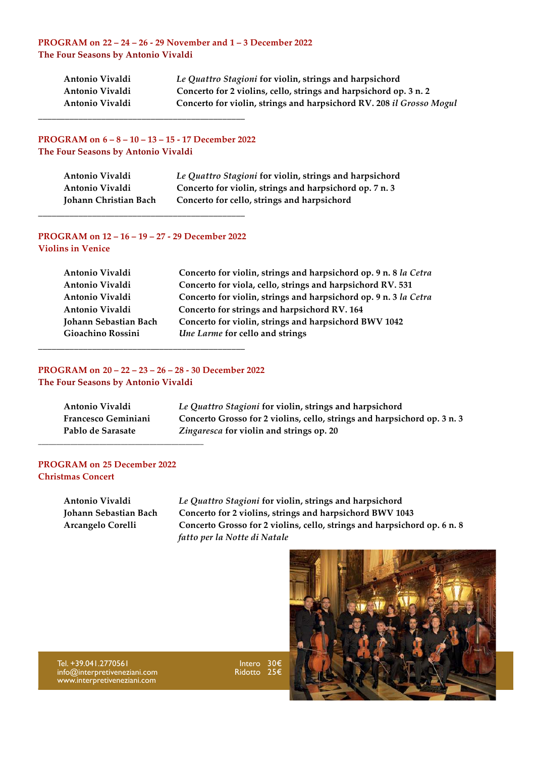**PROGRAM on 22 – 24 – 26 - 29 November and 1 – 3 December 2022**
**The Four Seasons by Antonio Vivaldi**

| | |
|---|---|
| **Antonio Vivaldi** | ***Le Quattro Stagioni*** **for violin, strings and harpsichord** |
| **Antonio Vivaldi** | **Concerto for 2 violins, cello, strings and harpsichord op. 3 n. 2** |
| **Antonio Vivaldi** | **Concerto for violin, strings and harpsichord RV. 208** ***il Grosso Mogul*** |

---

**PROGRAM on 6 – 8 – 10 – 13 – 15 - 17 December 2022**
**The Four Seasons by Antonio Vivaldi**

| | |
|---|---|
| **Antonio Vivaldi** | ***Le Quattro Stagioni*** **for violin, strings and harpsichord** |
| **Antonio Vivaldi** | **Concerto for violin, strings and harpsichord op. 7 n. 3** |
| **Johann Christian Bach** | **Concerto for cello, strings and harpsichord** |

---

**PROGRAM on 12 – 16 – 19 – 27 - 29 December 2022**
**Violins in Venice**

| | |
|---|---|
| **Antonio Vivaldi** | **Concerto for violin, strings and harpsichord op. 9 n. 8** ***la Cetra*** |
| **Antonio Vivaldi** | **Concerto for viola, cello, strings and harpsichord RV. 531** |
| **Antonio Vivaldi** | **Concerto for violin, strings and harpsichord op. 9 n. 3** ***la Cetra*** |
| **Antonio Vivaldi** | **Concerto for strings and harpsichord RV. 164** |
| **Johann Sebastian Bach** | **Concerto for violin, strings and harpsichord BWV 1042** |
| **Gioachino Rossini** | ***Une Larme*** **for cello and strings** |

---

**PROGRAM on 20 – 22 – 23 – 26 – 28 - 30 December 2022**
**The Four Seasons by Antonio Vivaldi**

| | |
|---|---|
| **Antonio Vivaldi** | ***Le Quattro Stagioni*** **for violin, strings and harpsichord** |
| **Francesco Geminiani** | **Concerto Grosso for 2 violins, cello, strings and harpsichord op. 3 n. 3** |
| **Pablo de Sarasate** | ***Zingaresca*** **for violin and strings op. 20** |

---

**PROGRAM on 25 December 2022**
**Christmas Concert**

| | |
|---|---|
| **Antonio Vivaldi** | ***Le Quattro Stagioni*** **for violin, strings and harpsichord** |
| **Johann Sebastian Bach** | **Concerto for 2 violins, strings and harpsichord BWV 1043** |
| **Arcangelo Corelli** | **Concerto Grosso for 2 violins, cello, strings and harpsichord op. 6 n. 8** ***fatto per la Notte di Natale*** |

Tel. +39.041.2770561
info@interpretiveneziani.com
www.interpretiveneziani.com

Intero 30€
Ridotto 25€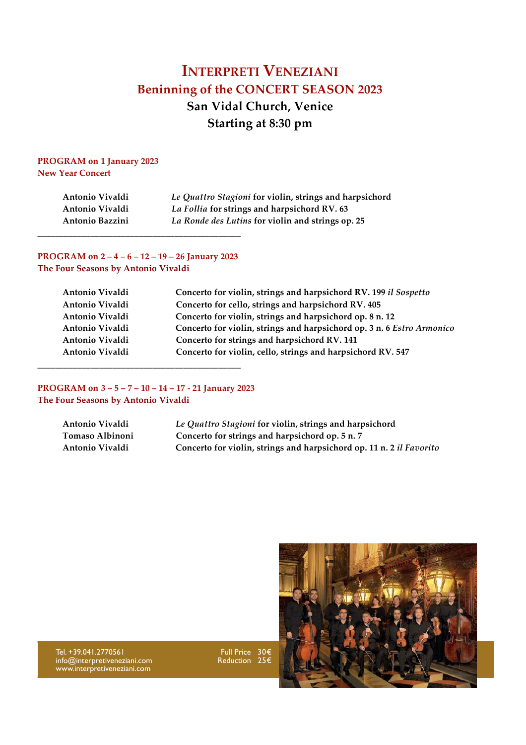# Interpreti Veneziani

## Beninning of the CONCERT SEASON 2023

## San Vidal Church, Venice

## Starting at 8:30 pm

**PROGRAM on 1 January 2023**
**New Year Concert**

| | |
|---|---|
| **Antonio Vivaldi** | ***Le Quattro Stagioni*** **for violin, strings and harpsichord** |
| **Antonio Vivaldi** | ***La Follia*** **for strings and harpsichord RV. 63** |
| **Antonio Bazzini** | ***La Ronde des Lutins*** **for violin and strings op. 25** |

---

**PROGRAM on 2 – 4 – 6 – 12 – 19 – 26 January 2023**
**The Four Seasons by Antonio Vivaldi**

| | |
|---|---|
| **Antonio Vivaldi** | **Concerto for violin, strings and harpsichord RV. 199** ***il Sospetto*** |
| **Antonio Vivaldi** | **Concerto for cello, strings and harpsichord RV. 405** |
| **Antonio Vivaldi** | **Concerto for violin, strings and harpsichord op. 8 n. 12** |
| **Antonio Vivaldi** | **Concerto for violin, strings and harpsichord op. 3 n. 6** ***Estro Armonico*** |
| **Antonio Vivaldi** | **Concerto for strings and harpsichord RV. 141** |
| **Antonio Vivaldi** | **Concerto for violin, cello, strings and harpsichord RV. 547** |

---

**PROGRAM on 3 – 5 – 7 – 10 – 14 – 17 - 21 January 2023**
**The Four Seasons by Antonio Vivaldi**

| | |
|---|---|
| **Antonio Vivaldi** | ***Le Quattro Stagioni*** **for violin, strings and harpsichord** |
| **Tomaso Albinoni** | **Concerto for strings and harpsichord op. 5 n. 7** |
| **Antonio Vivaldi** | **Concerto for violin, strings and harpsichord op. 11 n. 2** ***il Favorito*** |

Tel. +39.041.2770561
info@interpretiveneziani.com
www.interpretiveneziani.com

Full Price 30€
Reduction 25€